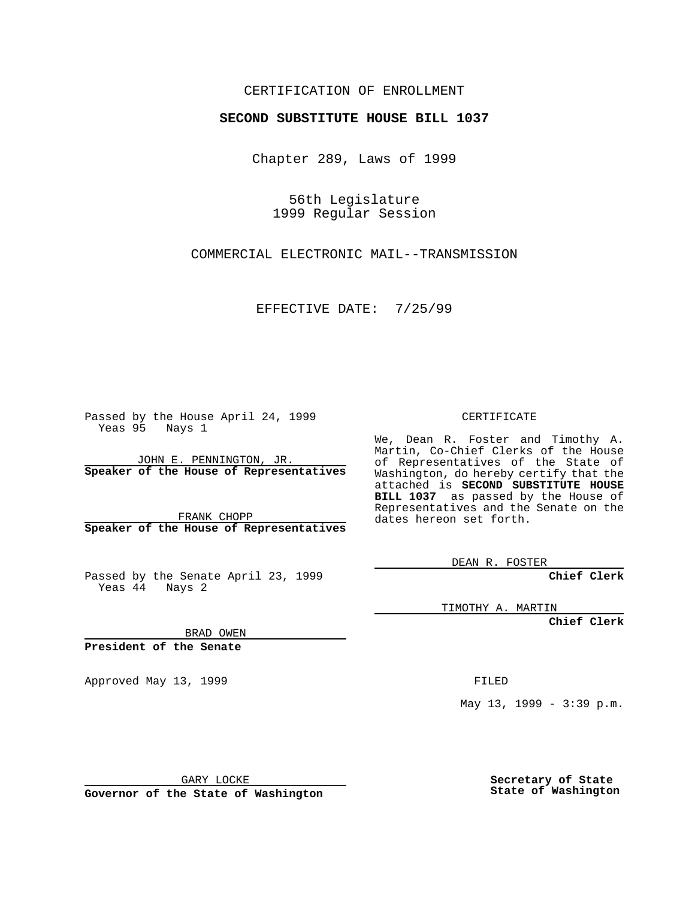CERTIFICATION OF ENROLLMENT

**SECOND SUBSTITUTE HOUSE BILL 1037**

Chapter 289, Laws of 1999

56th Legislature
1999 Regular Session

COMMERCIAL ELECTRONIC MAIL--TRANSMISSION

EFFECTIVE DATE: 7/25/99

Passed by the House April 24, 1999
Yeas 95 Nays 1

JOHN E. PENNINGTON, JR.
**Speaker of the House of Representatives**

FRANK CHOPP
**Speaker of the House of Representatives**

Passed by the Senate April 23, 1999
Yeas 44 Nays 2

BRAD OWEN
**President of the Senate**

Approved May 13, 1999

GARY LOCKE
**Governor of the State of Washington**

CERTIFICATE

We, Dean R. Foster and Timothy A. Martin, Co-Chief Clerks of the House of Representatives of the State of Washington, do hereby certify that the attached is **SECOND SUBSTITUTE HOUSE BILL 1037** as passed by the House of Representatives and the Senate on the dates hereon set forth.

DEAN R. FOSTER
**Chief Clerk**

TIMOTHY A. MARTIN
**Chief Clerk**

FILED

May 13, 1999 - 3:39 p.m.

**Secretary of State**
**State of Washington**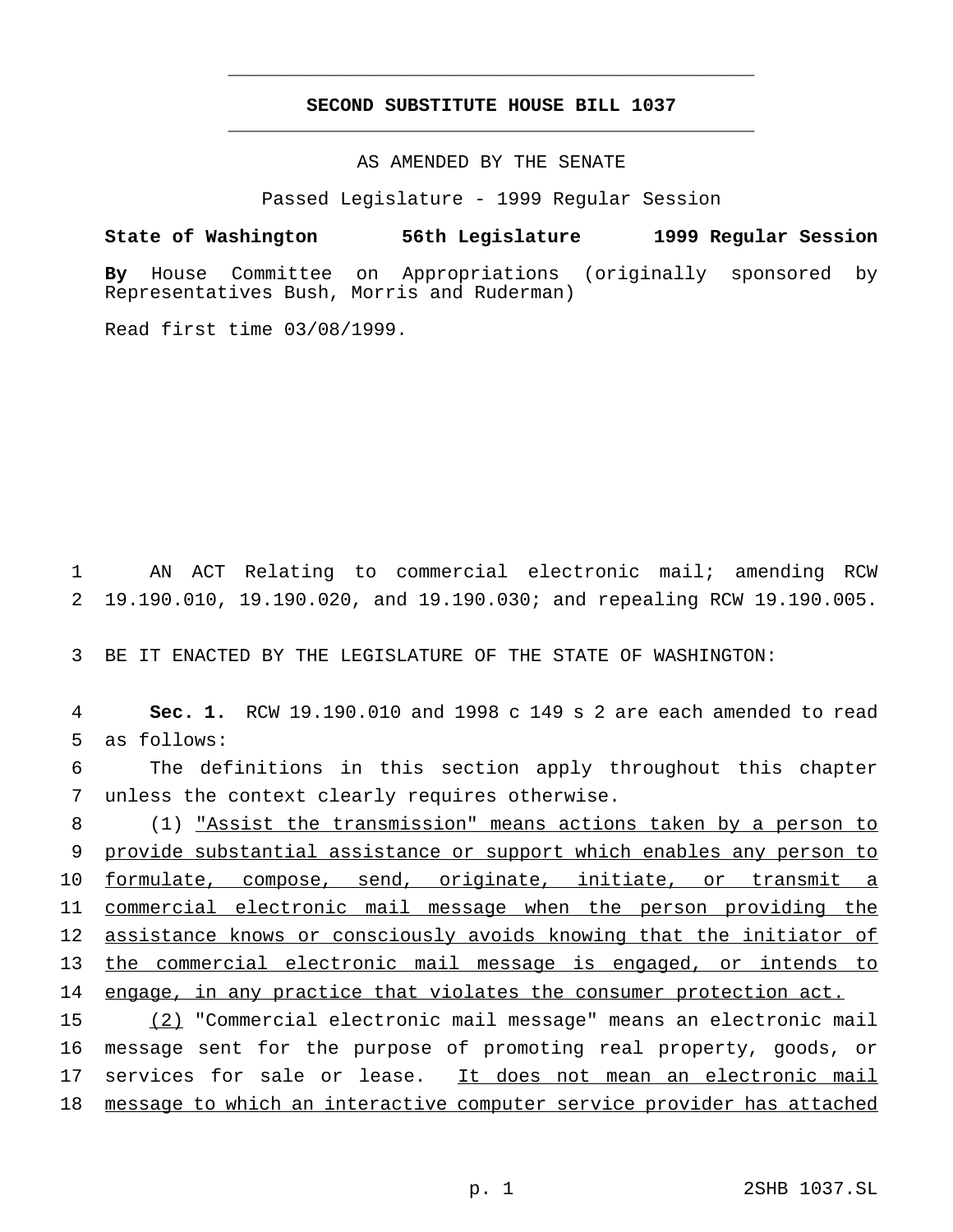# SECOND SUBSTITUTE HOUSE BILL 1037

AS AMENDED BY THE SENATE

Passed Legislature - 1999 Regular Session

**State of Washington 56th Legislature 1999 Regular Session**

**By** House Committee on Appropriations (originally sponsored by Representatives Bush, Morris and Ruderman)

Read first time 03/08/1999.

AN ACT Relating to commercial electronic mail; amending RCW 19.190.010, 19.190.020, and 19.190.030; and repealing RCW 19.190.005.

BE IT ENACTED BY THE LEGISLATURE OF THE STATE OF WASHINGTON:

**Sec. 1.** RCW 19.190.010 and 1998 c 149 s 2 are each amended to read as follows:

The definitions in this section apply throughout this chapter unless the context clearly requires otherwise.

(1) "Assist the transmission" means actions taken by a person to provide substantial assistance or support which enables any person to formulate, compose, send, originate, initiate, or transmit a commercial electronic mail message when the person providing the assistance knows or consciously avoids knowing that the initiator of the commercial electronic mail message is engaged, or intends to engage, in any practice that violates the consumer protection act.

(2) "Commercial electronic mail message" means an electronic mail message sent for the purpose of promoting real property, goods, or services for sale or lease. It does not mean an electronic mail message to which an interactive computer service provider has attached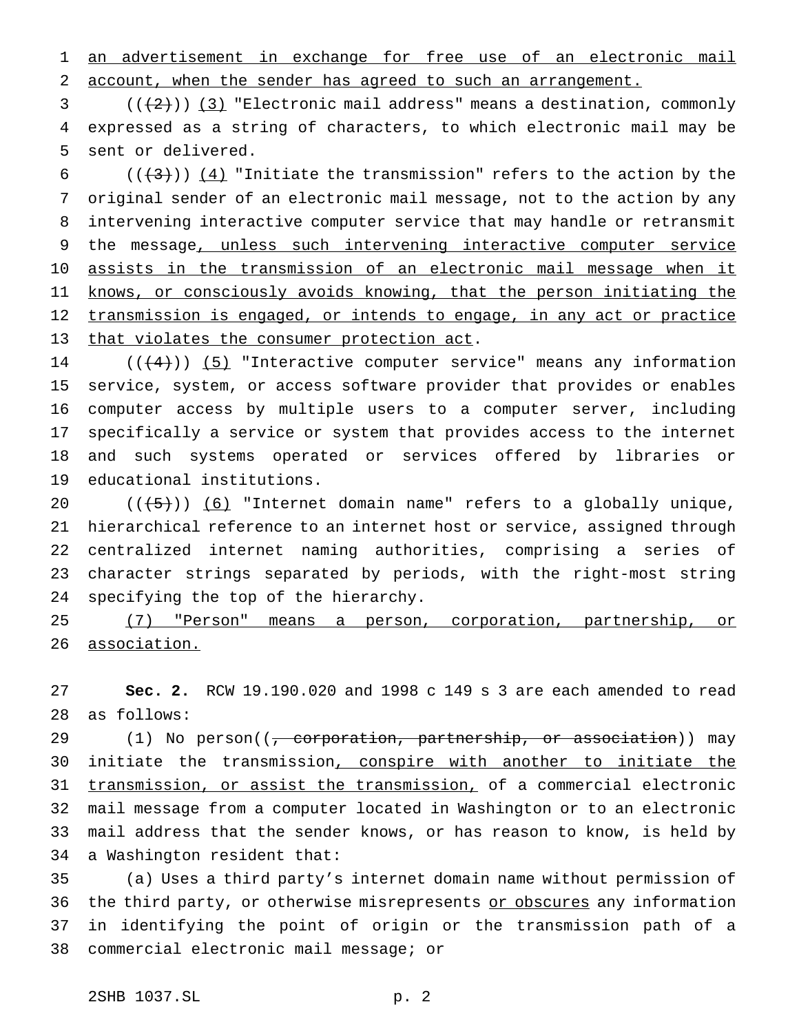an advertisement in exchange for free use of an electronic mail account, when the sender has agreed to such an arrangement.

(((2))) (3) "Electronic mail address" means a destination, commonly expressed as a string of characters, to which electronic mail may be sent or delivered.

(((3))) (4) "Initiate the transmission" refers to the action by the original sender of an electronic mail message, not to the action by any intervening interactive computer service that may handle or retransmit the message, unless such intervening interactive computer service assists in the transmission of an electronic mail message when it knows, or consciously avoids knowing, that the person initiating the transmission is engaged, or intends to engage, in any act or practice that violates the consumer protection act.

(((4))) (5) "Interactive computer service" means any information service, system, or access software provider that provides or enables computer access by multiple users to a computer server, including specifically a service or system that provides access to the internet and such systems operated or services offered by libraries or educational institutions.

(((5))) (6) "Internet domain name" refers to a globally unique, hierarchical reference to an internet host or service, assigned through centralized internet naming authorities, comprising a series of character strings separated by periods, with the right-most string specifying the top of the hierarchy.

(7) "Person" means a person, corporation, partnership, or association.

**Sec. 2.** RCW 19.190.020 and 1998 c 149 s 3 are each amended to read as follows:

(1) No person((, corporation, partnership, or association)) may initiate the transmission, conspire with another to initiate the transmission, or assist the transmission, of a commercial electronic mail message from a computer located in Washington or to an electronic mail address that the sender knows, or has reason to know, is held by a Washington resident that:

(a) Uses a third party's internet domain name without permission of the third party, or otherwise misrepresents or obscures any information in identifying the point of origin or the transmission path of a commercial electronic mail message; or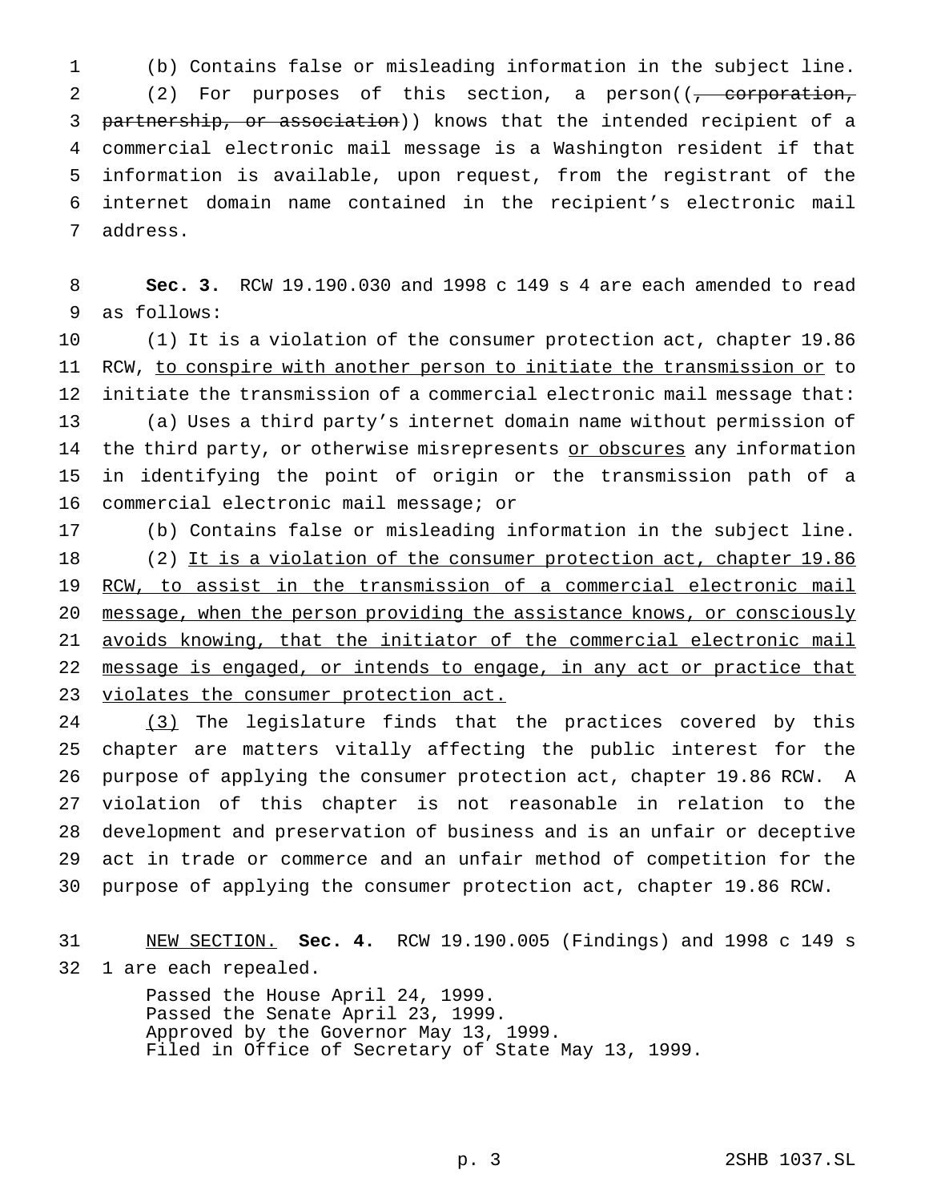(b) Contains false or misleading information in the subject line.

(2) For purposes of this section, a person((~~, corporation, partnership, or association~~)) knows that the intended recipient of a commercial electronic mail message is a Washington resident if that information is available, upon request, from the registrant of the internet domain name contained in the recipient's electronic mail address.

**Sec. 3.** RCW 19.190.030 and 1998 c 149 s 4 are each amended to read as follows:

(1) It is a violation of the consumer protection act, chapter 19.86 RCW, <u>to conspire with another person to initiate the transmission or</u> to initiate the transmission of a commercial electronic mail message that:

(a) Uses a third party's internet domain name without permission of the third party, or otherwise misrepresents <u>or obscures</u> any information in identifying the point of origin or the transmission path of a commercial electronic mail message; or

(b) Contains false or misleading information in the subject line.

(2) <u>It is a violation of the consumer protection act, chapter 19.86 RCW, to assist in the transmission of a commercial electronic mail message, when the person providing the assistance knows, or consciously avoids knowing, that the initiator of the commercial electronic mail message is engaged, or intends to engage, in any act or practice that violates the consumer protection act.</u>

<u>(3)</u> The legislature finds that the practices covered by this chapter are matters vitally affecting the public interest for the purpose of applying the consumer protection act, chapter 19.86 RCW. A violation of this chapter is not reasonable in relation to the development and preservation of business and is an unfair or deceptive act in trade or commerce and an unfair method of competition for the purpose of applying the consumer protection act, chapter 19.86 RCW.

<u>NEW SECTION.</u> **Sec. 4.** RCW 19.190.005 (Findings) and 1998 c 149 s 1 are each repealed.

Passed the House April 24, 1999.
Passed the Senate April 23, 1999.
Approved by the Governor May 13, 1999.
Filed in Office of Secretary of State May 13, 1999.